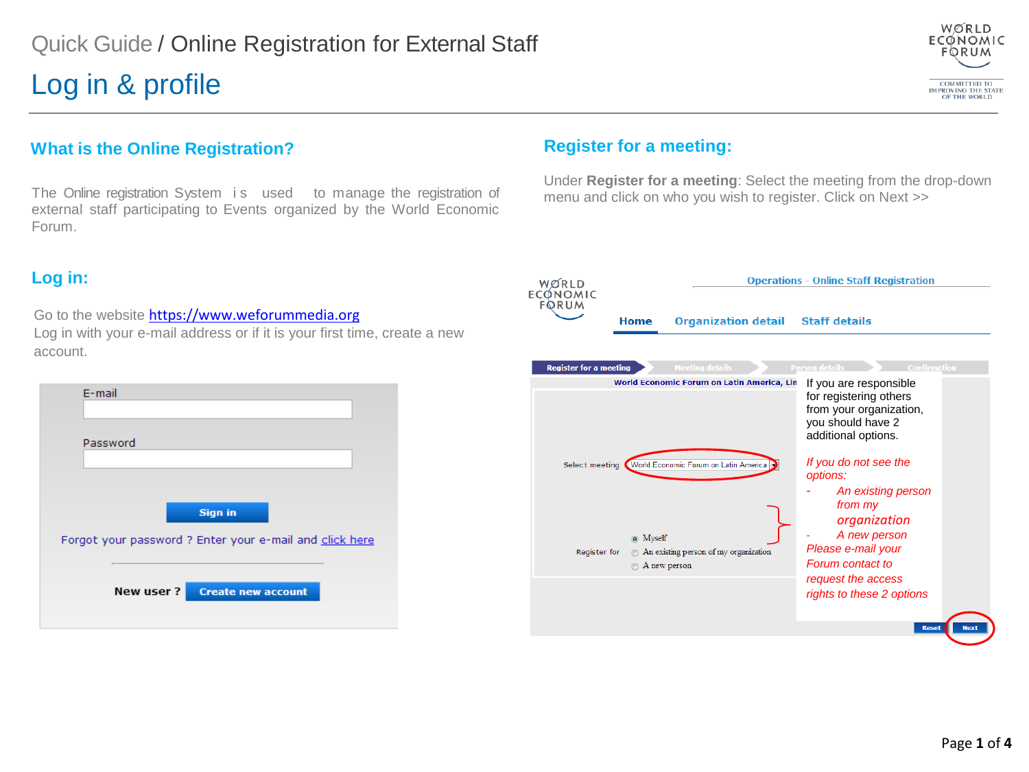# Quick Guide / Online Registration for External Staff

# Log in & profile

## What is the Online Registration?

The Online registration System is used to manage the registration of external staff participating to Events organized by the World Economic Forum.

## Log in:

Go to the website [https://www.weforummedia.org](https://www.weforummedia.org)
Log in with your e-mail address or if it is your first time, create a new account.

E-mail

Password

**Sign in**

Forgot your password ? Enter your e-mail and click here

**New user ?** **Create new account**

## Register for a meeting:

Under **Register for a meeting**: Select the meeting from the drop-down menu and click on who you wish to register. Click on Next >>

Operations - Online Staff Registration

**Home** | Organization detail | Staff details

Register for a meeting > Meeting details > Person details > Confirmation

World Economic Forum on Latin America, Lin

Select meeting: World Economic Forum on Latin America

Register for:
- Myself
- An existing person of my organization
- A new person

If you are responsible for registering others from your organization, you should have 2 additional options.

*If you do not see the options:*
- *An existing person from my organization*
- *A new person*

*Please e-mail your Forum contact to request the access rights to these 2 options*

Reset | Next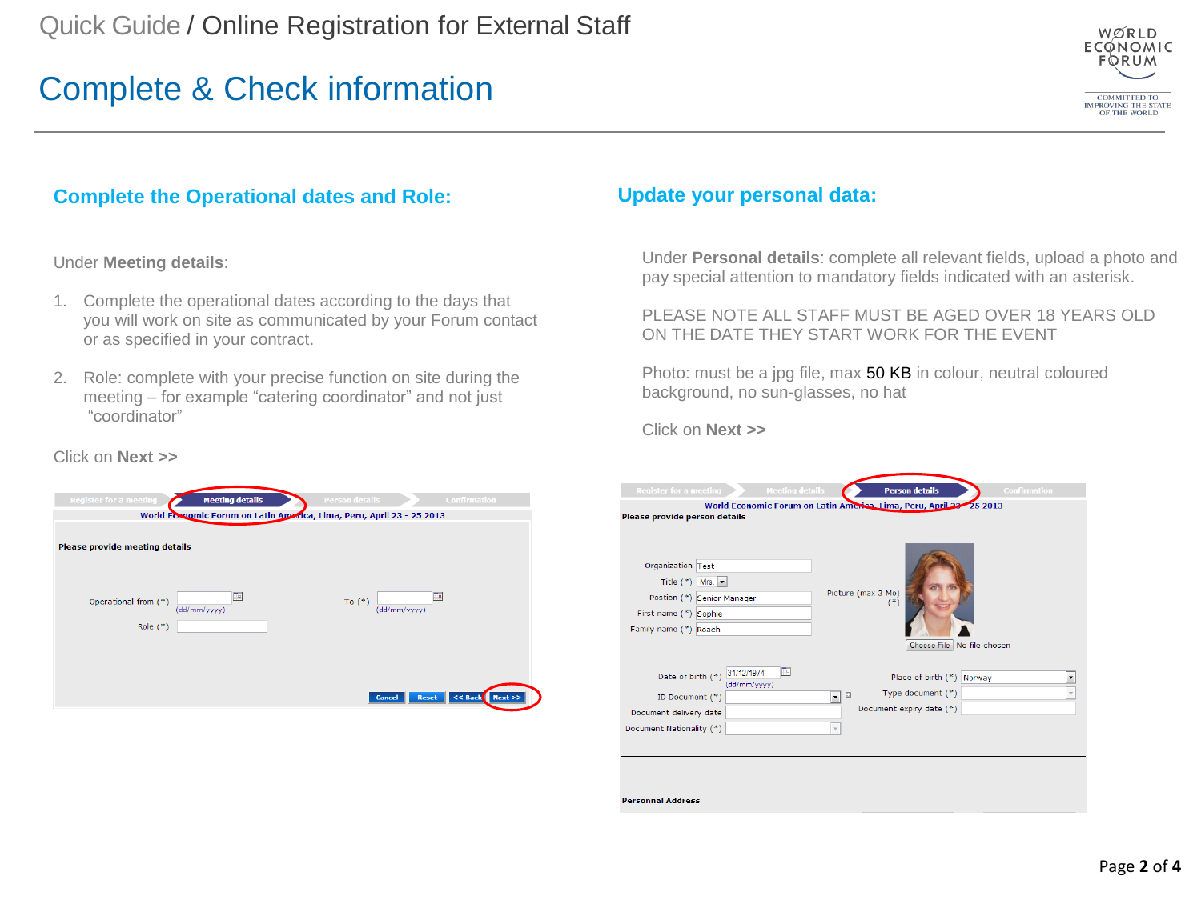# Quick Guide / Online Registration for External Staff

## Complete & Check information

### Complete the Operational dates and Role:

Under **Meeting details**:

1. Complete the operational dates according to the days that you will work on site as communicated by your Forum contact or as specified in your contract.
2. Role: complete with your precise function on site during the meeting – for example “catering coordinator” and not just “coordinator”

Click on **Next >>**

### Update your personal data:

Under **Personal details**: complete all relevant fields, upload a photo and pay special attention to mandatory fields indicated with an asterisk.

PLEASE NOTE ALL STAFF MUST BE AGED OVER 18 YEARS OLD ON THE DATE THEY START WORK FOR THE EVENT

Photo: must be a jpg file, max 50 KB in colour, neutral coloured background, no sun-glasses, no hat

Click on **Next >>**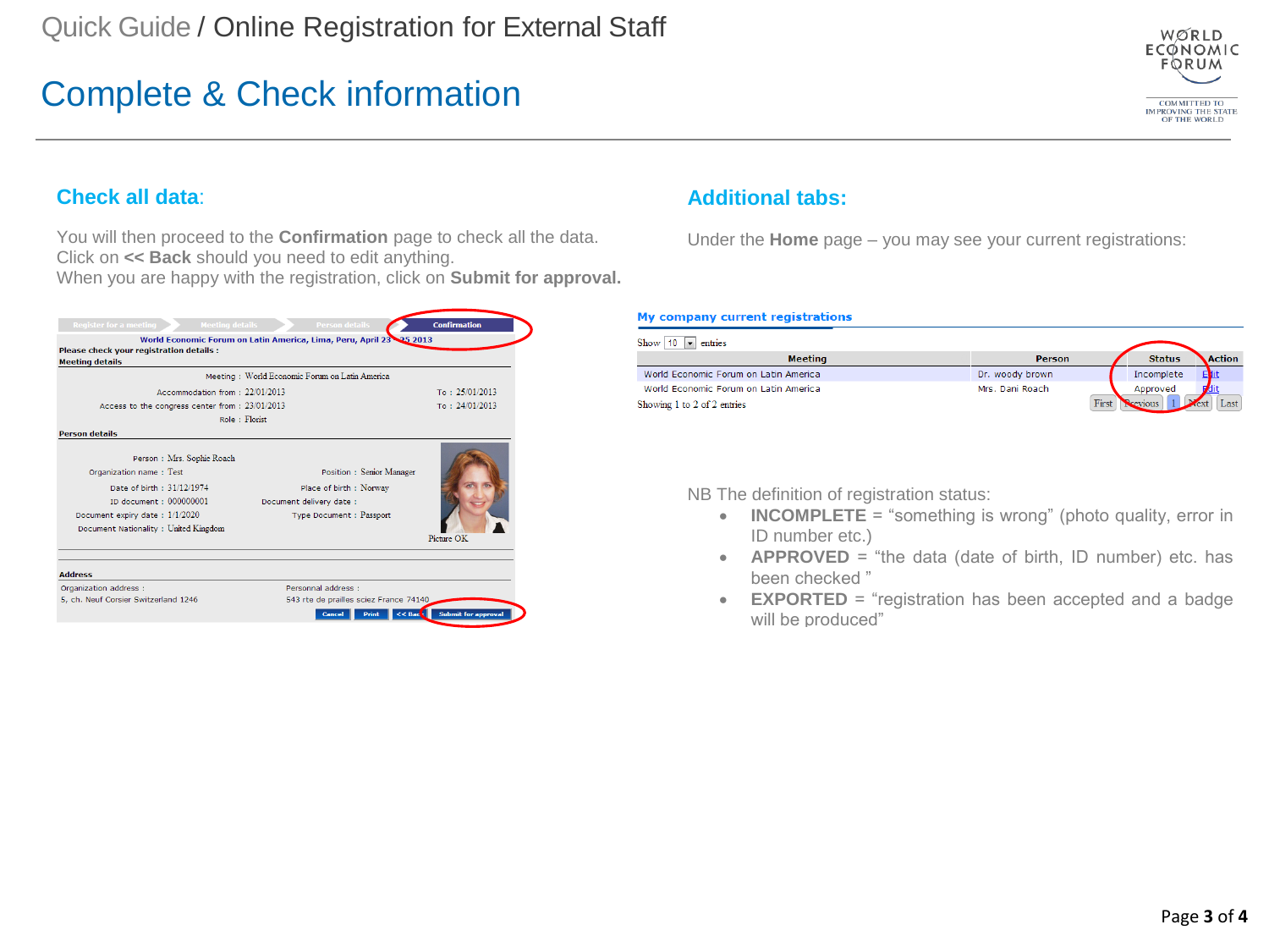Quick Guide / Online Registration for External Staff

# Complete & Check information

## Check all data:

You will then proceed to the **Confirmation** page to check all the data.
Click on **<< Back** should you need to edit anything.
When you are happy with the registration, click on **Submit for approval.**

Register for a meeting | Meeting details | Person details | Confirmation

World Economic Forum on Latin America, Lima, Peru, April 23 - 25 2013

Please check your registration details :

**Meeting details**

Meeting : World Economic Forum on Latin America

Accommodation from : 22/01/2013 To : 25/01/2013

Access to the congress center from : 23/01/2013 To : 24/01/2013

Role : Florist

**Person details**

Person : Mrs. Sophie Roach

Organization name : Test

Position : Senior Manager

Date of birth : 31/12/1974

Place of birth : Norway

ID document : 000000001

Document delivery date :

Document expiry date : 1/1/2020

Type Document : Passport

Document Nationality : United Kingdom

Picture OK

**Address**

Organization address :
5, ch. Neuf Corsier Switzerland 1246

Personnal address :
543 rte de prailles sciez France 74140

Cancel | Print | << Back | Submit for approval

## Additional tabs:

Under the **Home** page – you may see your current registrations:

**My company current registrations**

Show 10 entries

| Meeting | Person | Status | Action |
|---|---|---|---|
| World Economic Forum on Latin America | Dr. woody brown | Incomplete | Edit |
| World Economic Forum on Latin America | Mrs. Dani Roach | Approved | Edit |

Showing 1 to 2 of 2 entries

First | Previous | 1 | Next | Last

NB The definition of registration status:

- **INCOMPLETE** = "something is wrong" (photo quality, error in ID number etc.)
- **APPROVED** = "the data (date of birth, ID number) etc. has been checked "
- **EXPORTED** = "registration has been accepted and a badge will be produced"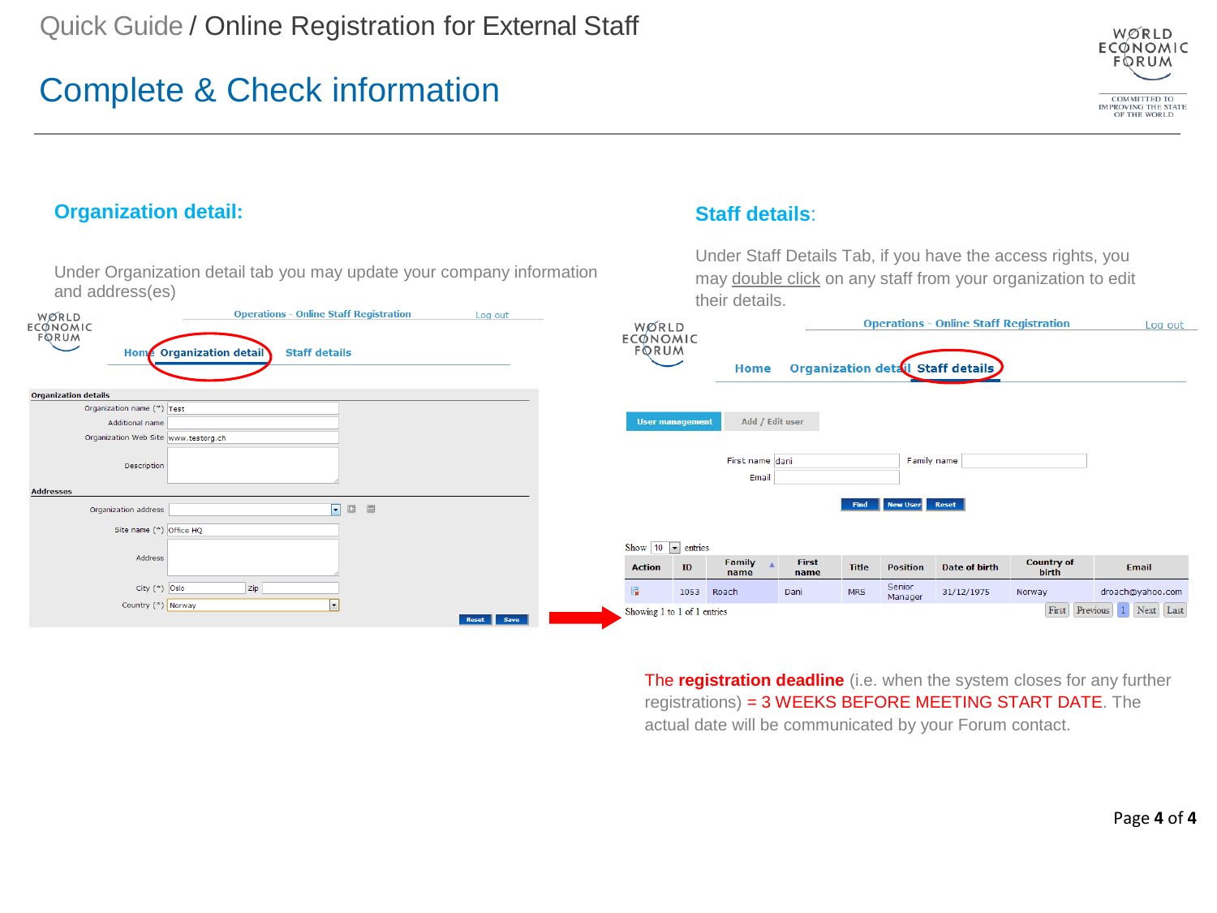# Complete & Check information

## Organization detail:

Under Organization detail tab you may update your company information and address(es)

Operations - Online Staff Registration    Log out

Home    Organization detail    Staff details

**Organization details**

Organization name (*) Test

Additional name

Organization Web Site www.testorg.ch

Description

**Addresses**

Organization address

Site name (*) Office HQ

Address

City (*) Oslo    Zip

Country (*) Norway

Reset    Save

## Staff details:

Under Staff Details Tab, if you have the access rights, you may double click on any staff from your organization to edit their details.

Operations - Online Staff Registration    Log out

Home    Organization detail    Staff details

User management    Add / Edit user

First name dani    Family name

Email

Find    New User    Reset

Show 10 entries

| Action | ID | Family name | First name | Title | Position | Date of birth | Country of birth | Email |
|---|---|---|---|---|---|---|---|---|
| | 1053 | Roach | Dani | MRS | Senior Manager | 31/12/1975 | Norway | droach@yahoo.com |

Showing 1 to 1 of 1 entries    First    Previous    1    Next    Last

The **registration deadline** (i.e. when the system closes for any further registrations) = 3 WEEKS BEFORE MEETING START DATE. The actual date will be communicated by your Forum contact.